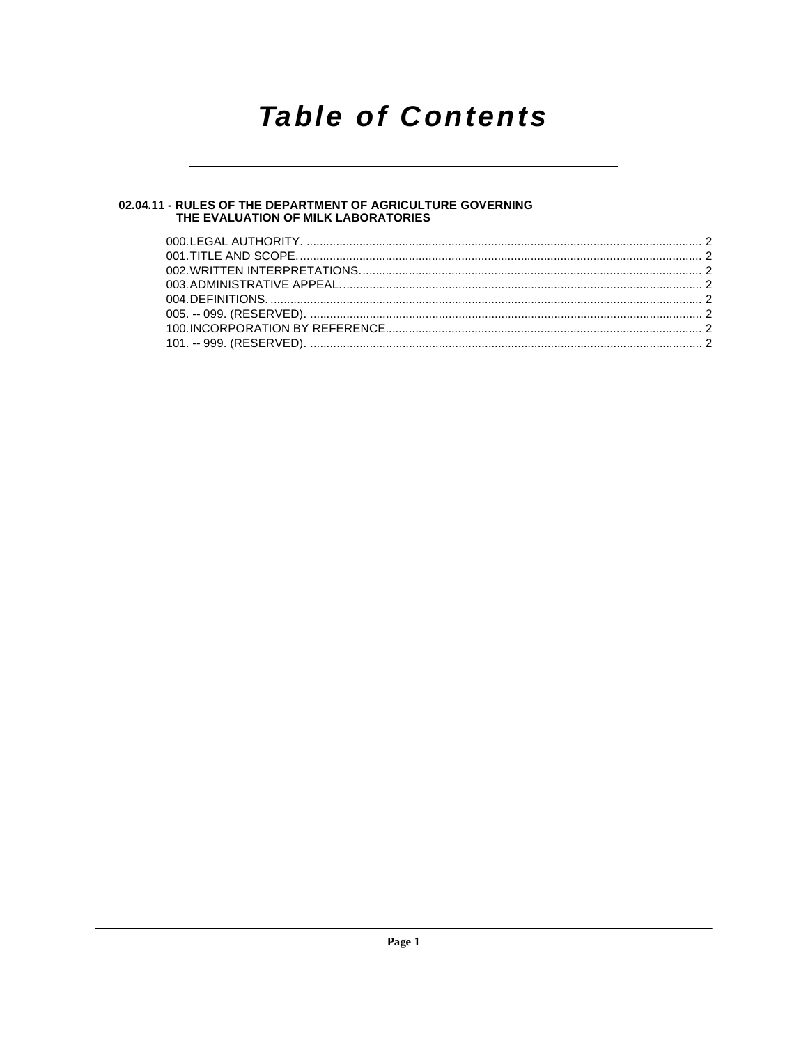# Table of Contents

**02.04.11 - RULES OF THE DEPARTMENT OF AGRICULTURE GOVERNING THE EVALUATION OF MILK LABORATORIES**

000.LEGAL AUTHORITY. ........................................................................................................................ 2
001.TITLE AND SCOPE. ........................................................................................................................ 2
002.WRITTEN INTERPRETATIONS. ...................................................................................................... 2
003.ADMINISTRATIVE APPEAL. ............................................................................................................ 2
004.DEFINITIONS. .................................................................................................................................. 2
005. -- 099. (RESERVED). ...................................................................................................................... 2
100.INCORPORATION BY REFERENCE. ............................................................................................... 2
101. -- 999. (RESERVED). ...................................................................................................................... 2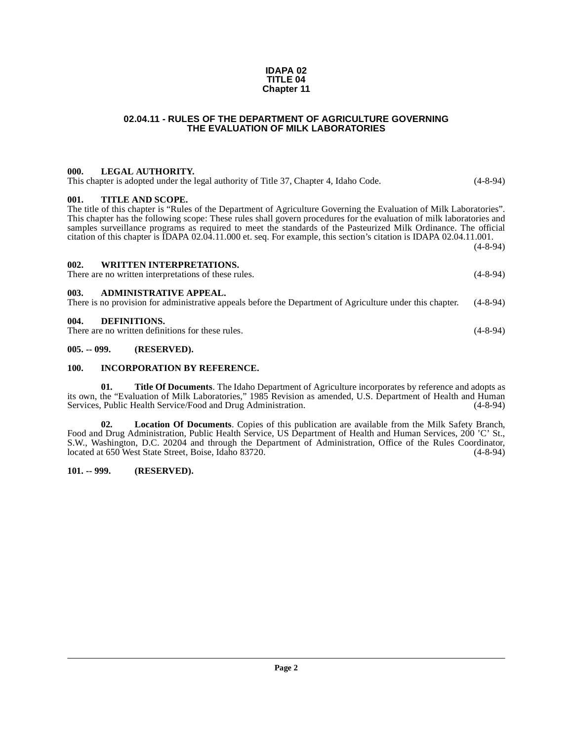**IDAPA 02**
**TITLE 04**
**Chapter 11**

# 02.04.11 - RULES OF THE DEPARTMENT OF AGRICULTURE GOVERNING THE EVALUATION OF MILK LABORATORIES

**000. LEGAL AUTHORITY.**
This chapter is adopted under the legal authority of Title 37, Chapter 4, Idaho Code. (4-8-94)

**001. TITLE AND SCOPE.**
The title of this chapter is "Rules of the Department of Agriculture Governing the Evaluation of Milk Laboratories". This chapter has the following scope: These rules shall govern procedures for the evaluation of milk laboratories and samples surveillance programs as required to meet the standards of the Pasteurized Milk Ordinance. The official citation of this chapter is IDAPA 02.04.11.000 et. seq. For example, this section's citation is IDAPA 02.04.11.001. (4-8-94)

**002. WRITTEN INTERPRETATIONS.**
There are no written interpretations of these rules. (4-8-94)

**003. ADMINISTRATIVE APPEAL.**
There is no provision for administrative appeals before the Department of Agriculture under this chapter. (4-8-94)

**004. DEFINITIONS.**
There are no written definitions for these rules. (4-8-94)

**005. -- 099. (RESERVED).**

**100. INCORPORATION BY REFERENCE.**

**01. Title Of Documents**. The Idaho Department of Agriculture incorporates by reference and adopts as its own, the "Evaluation of Milk Laboratories," 1985 Revision as amended, U.S. Department of Health and Human Services, Public Health Service/Food and Drug Administration. (4-8-94)

**02. Location Of Documents**. Copies of this publication are available from the Milk Safety Branch, Food and Drug Administration, Public Health Service, US Department of Health and Human Services, 200 'C' St., S.W., Washington, D.C. 20204 and through the Department of Administration, Office of the Rules Coordinator, located at 650 West State Street, Boise, Idaho 83720. (4-8-94)

**101. -- 999. (RESERVED).**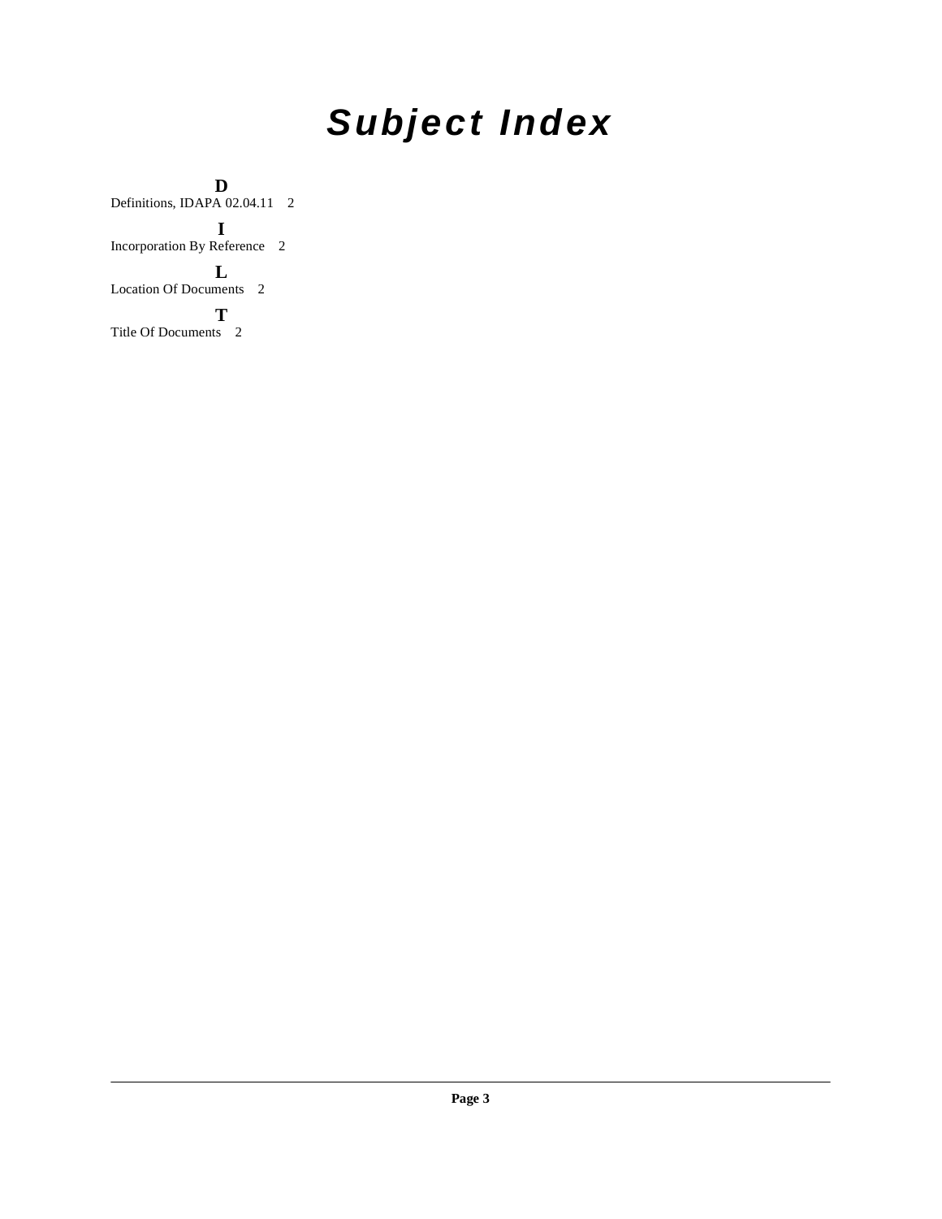# *Subject Index*

**D**

Definitions, IDAPA 02.04.11 2

**I**

Incorporation By Reference 2

**L**

Location Of Documents 2

**T**

Title Of Documents 2